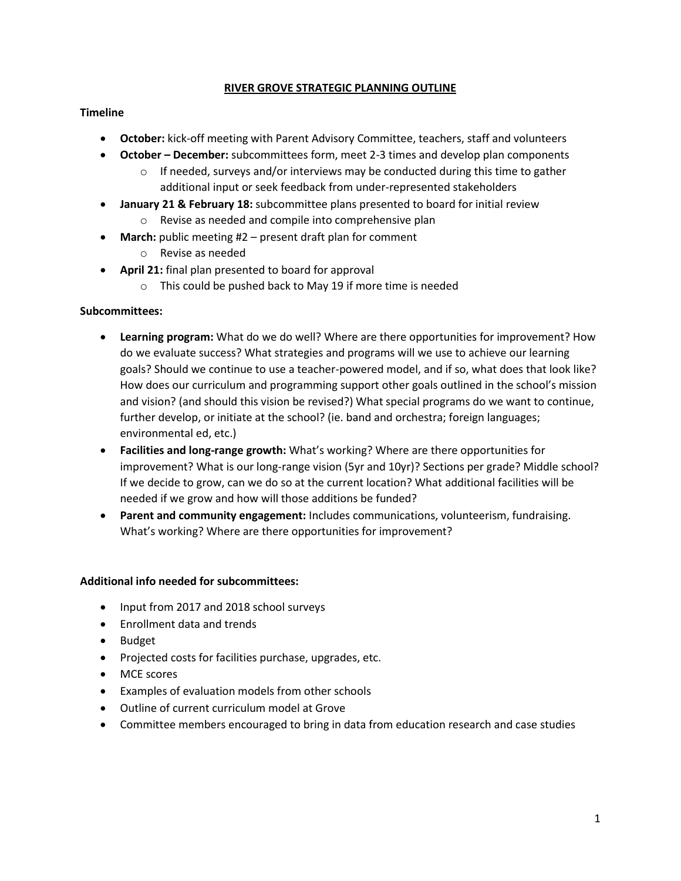# RIVER GROVE STRATEGIC PLANNING OUTLINE

**Timeline**

- **October:** kick-off meeting with Parent Advisory Committee, teachers, staff and volunteers
- **October – December:** subcommittees form, meet 2-3 times and develop plan components
  - If needed, surveys and/or interviews may be conducted during this time to gather additional input or seek feedback from under-represented stakeholders
- **January 21 & February 18:** subcommittee plans presented to board for initial review
  - Revise as needed and compile into comprehensive plan
- **March:** public meeting #2 – present draft plan for comment
  - Revise as needed
- **April 21:** final plan presented to board for approval
  - This could be pushed back to May 19 if more time is needed

**Subcommittees:**

- **Learning program:** What do we do well? Where are there opportunities for improvement? How do we evaluate success? What strategies and programs will we use to achieve our learning goals? Should we continue to use a teacher-powered model, and if so, what does that look like? How does our curriculum and programming support other goals outlined in the school's mission and vision? (and should this vision be revised?) What special programs do we want to continue, further develop, or initiate at the school? (ie. band and orchestra; foreign languages; environmental ed, etc.)
- **Facilities and long-range growth:** What's working? Where are there opportunities for improvement? What is our long-range vision (5yr and 10yr)? Sections per grade? Middle school? If we decide to grow, can we do so at the current location? What additional facilities will be needed if we grow and how will those additions be funded?
- **Parent and community engagement:** Includes communications, volunteerism, fundraising. What's working? Where are there opportunities for improvement?

**Additional info needed for subcommittees:**

- Input from 2017 and 2018 school surveys
- Enrollment data and trends
- Budget
- Projected costs for facilities purchase, upgrades, etc.
- MCE scores
- Examples of evaluation models from other schools
- Outline of current curriculum model at Grove
- Committee members encouraged to bring in data from education research and case studies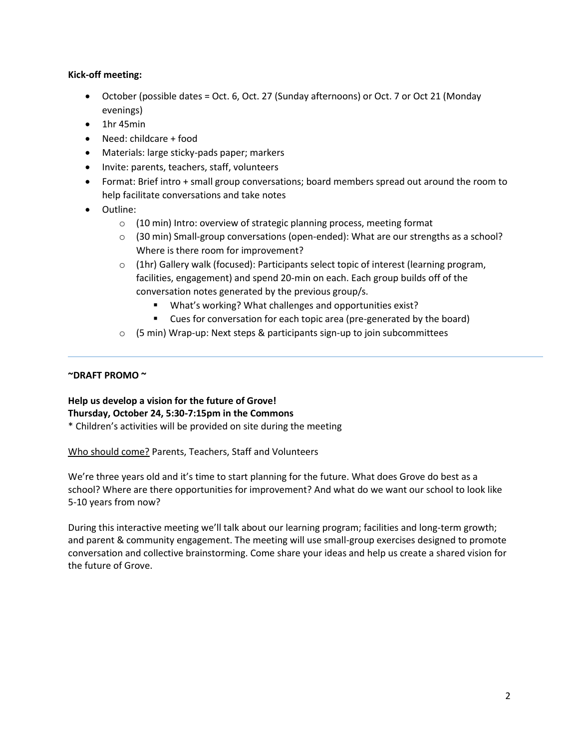**Kick-off meeting:**

- October (possible dates = Oct. 6, Oct. 27 (Sunday afternoons) or Oct. 7 or Oct 21 (Monday evenings)
- 1hr 45min
- Need: childcare + food
- Materials: large sticky-pads paper; markers
- Invite: parents, teachers, staff, volunteers
- Format: Brief intro + small group conversations; board members spread out around the room to help facilitate conversations and take notes
- Outline:
  - (10 min) Intro: overview of strategic planning process, meeting format
  - (30 min) Small-group conversations (open-ended): What are our strengths as a school? Where is there room for improvement?
  - (1hr) Gallery walk (focused): Participants select topic of interest (learning program, facilities, engagement) and spend 20-min on each. Each group builds off of the conversation notes generated by the previous group/s.
    - What's working? What challenges and opportunities exist?
    - Cues for conversation for each topic area (pre-generated by the board)
  - (5 min) Wrap-up: Next steps & participants sign-up to join subcommittees

---

**~DRAFT PROMO ~**

**Help us develop a vision for the future of Grove!**
**Thursday, October 24, 5:30-7:15pm in the Commons**
* Children's activities will be provided on site during the meeting

<u>Who should come?</u> Parents, Teachers, Staff and Volunteers

We're three years old and it's time to start planning for the future. What does Grove do best as a school? Where are there opportunities for improvement? And what do we want our school to look like 5-10 years from now?

During this interactive meeting we'll talk about our learning program; facilities and long-term growth; and parent & community engagement. The meeting will use small-group exercises designed to promote conversation and collective brainstorming. Come share your ideas and help us create a shared vision for the future of Grove.